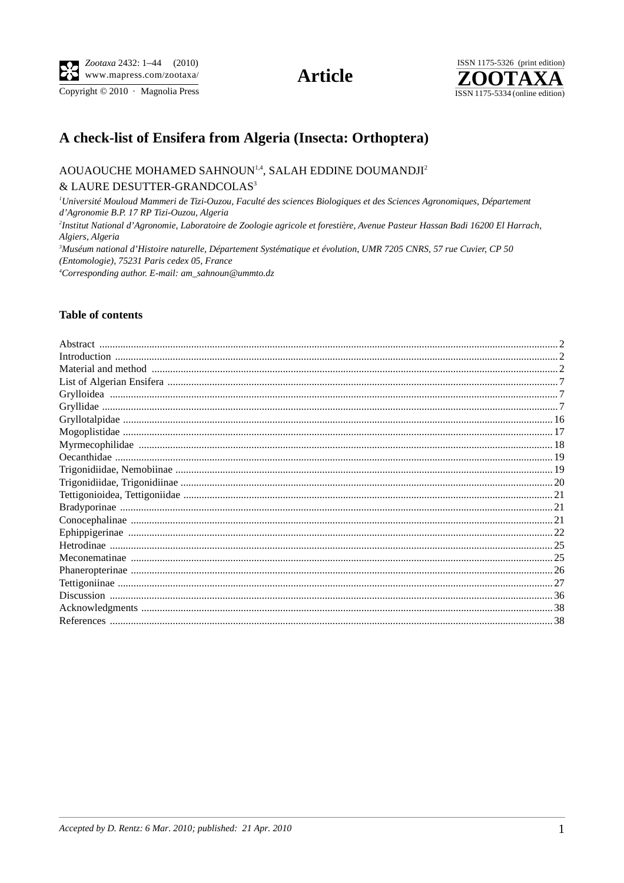# A check-list of Ensifera from Algeria (Insecta: Orthoptera)

AOUAOUCHE MOHAMED SAHNOUN[1,4], SALAH EDDINE DOUMANDJI[2] & LAURE DESUTTER-GRANDCOLAS[3]

[1]*Université Mouloud Mammeri de Tizi-Ouzou, Faculté des sciences Biologiques et des Sciences Agronomiques, Département d'Agronomie B.P. 17 RP Tizi-Ouzou, Algeria*

[2]*Institut National d'Agronomie, Laboratoire de Zoologie agricole et forestière, Avenue Pasteur Hassan Badi 16200 El Harrach, Algiers, Algeria*

[3]*Muséum national d'Histoire naturelle, Département Systématique et évolution, UMR 7205 CNRS, 57 rue Cuvier, CP 50 (Entomologie), 75231 Paris cedex 05, France*

[4]*Corresponding author. E-mail: am_sahnoun@ummto.dz*

## Table of contents

Abstract .......... 2
Introduction .......... 2
Material and method .......... 2
List of Algerian Ensifera .......... 7
Grylloidea .......... 7
Gryllidae .......... 7
Gryllotalpidae .......... 16
Mogoplistidae .......... 17
Myrmecophilidae .......... 18
Oecanthidae .......... 19
Trigonidiidae, Nemobiinae .......... 19
Trigonidiidae, Trigonidiinae .......... 20
Tettigonioidea, Tettigoniidae .......... 21
Bradyporinae .......... 21
Conocephalinae .......... 21
Ephippigerinae .......... 22
Hetrodinae .......... 25
Meconematinae .......... 25
Phaneropterinae .......... 26
Tettigoniinae .......... 27
Discussion .......... 36
Acknowledgments .......... 38
References .......... 38

*Accepted by D. Rentz: 6 Mar. 2010; published: 21 Apr. 2010*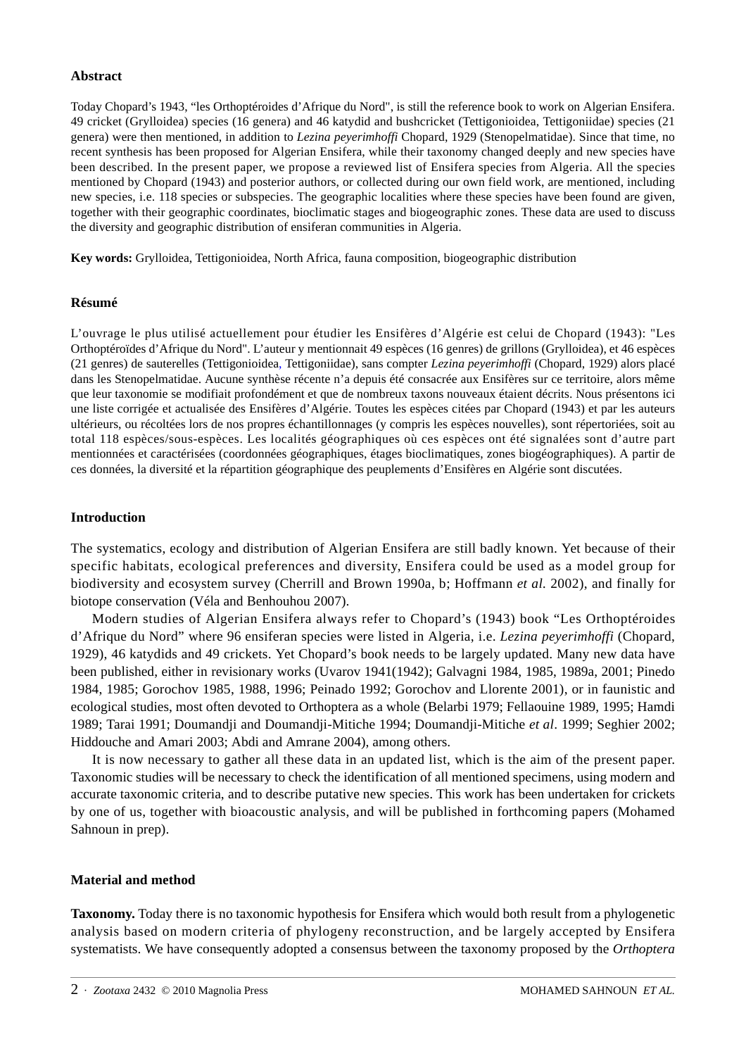## Abstract

Today Chopard's 1943, "les Orthoptéroides d'Afrique du Nord", is still the reference book to work on Algerian Ensifera. 49 cricket (Grylloidea) species (16 genera) and 46 katydid and bushcricket (Tettigonioidea, Tettigoniidae) species (21 genera) were then mentioned, in addition to *Lezina peyerimhoffi* Chopard, 1929 (Stenopelmatidae). Since that time, no recent synthesis has been proposed for Algerian Ensifera, while their taxonomy changed deeply and new species have been described. In the present paper, we propose a reviewed list of Ensifera species from Algeria. All the species mentioned by Chopard (1943) and posterior authors, or collected during our own field work, are mentioned, including new species, i.e. 118 species or subspecies. The geographic localities where these species have been found are given, together with their geographic coordinates, bioclimatic stages and biogeographic zones. These data are used to discuss the diversity and geographic distribution of ensiferan communities in Algeria.

**Key words:** Grylloidea, Tettigonioidea, North Africa, fauna composition, biogeographic distribution

## Résumé

L'ouvrage le plus utilisé actuellement pour étudier les Ensifères d'Algérie est celui de Chopard (1943): "Les Orthoptéroïdes d'Afrique du Nord". L'auteur y mentionnait 49 espèces (16 genres) de grillons (Grylloidea), et 46 espèces (21 genres) de sauterelles (Tettigonioidea, Tettigoniidae), sans compter *Lezina peyerimhoffi* (Chopard, 1929) alors placé dans les Stenopelmatidae. Aucune synthèse récente n'a depuis été consacrée aux Ensifères sur ce territoire, alors même que leur taxonomie se modifiait profondément et que de nombreux taxons nouveaux étaient décrits. Nous présentons ici une liste corrigée et actualisée des Ensifères d'Algérie. Toutes les espèces citées par Chopard (1943) et par les auteurs ultérieurs, ou récoltées lors de nos propres échantillonnages (y compris les espèces nouvelles), sont répertoriées, soit au total 118 espèces/sous-espèces. Les localités géographiques où ces espèces ont été signalées sont d'autre part mentionnées et caractérisées (coordonnées géographiques, étages bioclimatiques, zones biogéographiques). A partir de ces données, la diversité et la répartition géographique des peuplements d'Ensifères en Algérie sont discutées.

## Introduction

The systematics, ecology and distribution of Algerian Ensifera are still badly known. Yet because of their specific habitats, ecological preferences and diversity, Ensifera could be used as a model group for biodiversity and ecosystem survey (Cherrill and Brown 1990a, b; Hoffmann *et al.* 2002), and finally for biotope conservation (Véla and Benhouhou 2007).

Modern studies of Algerian Ensifera always refer to Chopard's (1943) book "Les Orthoptéroides d'Afrique du Nord" where 96 ensiferan species were listed in Algeria, i.e. *Lezina peyerimhoffi* (Chopard, 1929), 46 katydids and 49 crickets. Yet Chopard's book needs to be largely updated. Many new data have been published, either in revisionary works (Uvarov 1941(1942); Galvagni 1984, 1985, 1989a, 2001; Pinedo 1984, 1985; Gorochov 1985, 1988, 1996; Peinado 1992; Gorochov and Llorente 2001), or in faunistic and ecological studies, most often devoted to Orthoptera as a whole (Belarbi 1979; Fellaouine 1989, 1995; Hamdi 1989; Tarai 1991; Doumandji and Doumandji-Mitiche 1994; Doumandji-Mitiche *et al*. 1999; Seghier 2002; Hiddouche and Amari 2003; Abdi and Amrane 2004), among others.

It is now necessary to gather all these data in an updated list, which is the aim of the present paper. Taxonomic studies will be necessary to check the identification of all mentioned specimens, using modern and accurate taxonomic criteria, and to describe putative new species. This work has been undertaken for crickets by one of us, together with bioacoustic analysis, and will be published in forthcoming papers (Mohamed Sahnoun in prep).

## Material and method

**Taxonomy.** Today there is no taxonomic hypothesis for Ensifera which would both result from a phylogenetic analysis based on modern criteria of phylogeny reconstruction, and be largely accepted by Ensifera systematists. We have consequently adopted a consensus between the taxonomy proposed by the *Orthoptera*